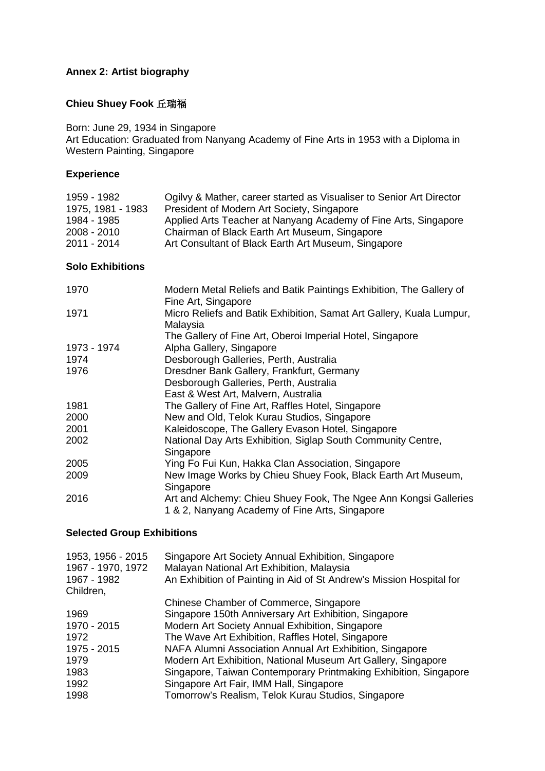**Annex 2: Artist biography**

**Chieu Shuey Fook 丘瑞福**

Born: June 29, 1934 in Singapore
Art Education: Graduated from Nanyang Academy of Fine Arts in 1953 with a Diploma in Western Painting, Singapore

**Experience**

| | |
|---|---|
| 1959 - 1982 | Ogilvy & Mather, career started as Visualiser to Senior Art Director |
| 1975, 1981 - 1983 | President of Modern Art Society, Singapore |
| 1984 - 1985 | Applied Arts Teacher at Nanyang Academy of Fine Arts, Singapore |
| 2008 - 2010 | Chairman of Black Earth Art Museum, Singapore |
| 2011 - 2014 | Art Consultant of Black Earth Art Museum, Singapore |

**Solo Exhibitions**

| | |
|---|---|
| 1970 | Modern Metal Reliefs and Batik Paintings Exhibition, The Gallery of Fine Art, Singapore |
| 1971 | Micro Reliefs and Batik Exhibition, Samat Art Gallery, Kuala Lumpur, Malaysia |
| | The Gallery of Fine Art, Oberoi Imperial Hotel, Singapore |
| 1973 - 1974 | Alpha Gallery, Singapore |
| 1974 | Desborough Galleries, Perth, Australia |
| 1976 | Dresdner Bank Gallery, Frankfurt, Germany |
| | Desborough Galleries, Perth, Australia |
| | East & West Art, Malvern, Australia |
| 1981 | The Gallery of Fine Art, Raffles Hotel, Singapore |
| 2000 | New and Old, Telok Kurau Studios, Singapore |
| 2001 | Kaleidoscope, The Gallery Evason Hotel, Singapore |
| 2002 | National Day Arts Exhibition, Siglap South Community Centre, Singapore |
| 2005 | Ying Fo Fui Kun, Hakka Clan Association, Singapore |
| 2009 | New Image Works by Chieu Shuey Fook, Black Earth Art Museum, Singapore |
| 2016 | Art and Alchemy: Chieu Shuey Fook, The Ngee Ann Kongsi Galleries 1 & 2, Nanyang Academy of Fine Arts, Singapore |

**Selected Group Exhibitions**

| | |
|---|---|
| 1953, 1956 - 2015 | Singapore Art Society Annual Exhibition, Singapore |
| 1967 - 1970, 1972 | Malayan National Art Exhibition, Malaysia |
| 1967 - 1982 | An Exhibition of Painting in Aid of St Andrew's Mission Hospital for Children, |
| | Chinese Chamber of Commerce, Singapore |
| 1969 | Singapore 150th Anniversary Art Exhibition, Singapore |
| 1970 - 2015 | Modern Art Society Annual Exhibition, Singapore |
| 1972 | The Wave Art Exhibition, Raffles Hotel, Singapore |
| 1975 - 2015 | NAFA Alumni Association Annual Art Exhibition, Singapore |
| 1979 | Modern Art Exhibition, National Museum Art Gallery, Singapore |
| 1983 | Singapore, Taiwan Contemporary Printmaking Exhibition, Singapore |
| 1992 | Singapore Art Fair, IMM Hall, Singapore |
| 1998 | Tomorrow's Realism, Telok Kurau Studios, Singapore |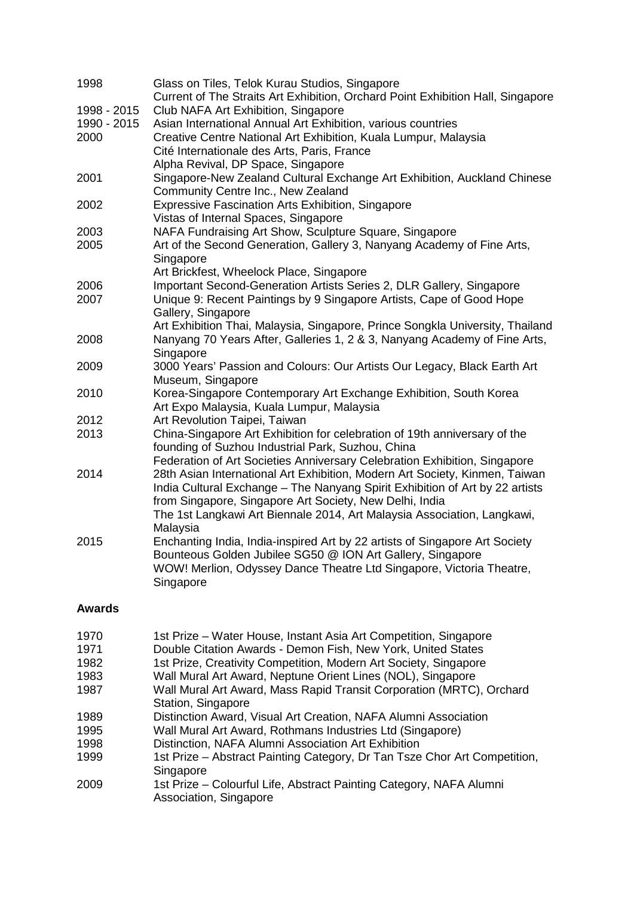| | |
|---|---|
| 1998 | Glass on Tiles, Telok Kurau Studios, Singapore |
| | Current of The Straits Art Exhibition, Orchard Point Exhibition Hall, Singapore |
| 1998 - 2015 | Club NAFA Art Exhibition, Singapore |
| 1990 - 2015 | Asian International Annual Art Exhibition, various countries |
| 2000 | Creative Centre National Art Exhibition, Kuala Lumpur, Malaysia |
| | Cité Internationale des Arts, Paris, France |
| | Alpha Revival, DP Space, Singapore |
| 2001 | Singapore-New Zealand Cultural Exchange Art Exhibition, Auckland Chinese Community Centre Inc., New Zealand |
| 2002 | Expressive Fascination Arts Exhibition, Singapore |
| | Vistas of Internal Spaces, Singapore |
| 2003 | NAFA Fundraising Art Show, Sculpture Square, Singapore |
| 2005 | Art of the Second Generation, Gallery 3, Nanyang Academy of Fine Arts, Singapore |
| | Art Brickfest, Wheelock Place, Singapore |
| 2006 | Important Second-Generation Artists Series 2, DLR Gallery, Singapore |
| 2007 | Unique 9: Recent Paintings by 9 Singapore Artists, Cape of Good Hope Gallery, Singapore |
| | Art Exhibition Thai, Malaysia, Singapore, Prince Songkla University, Thailand |
| 2008 | Nanyang 70 Years After, Galleries 1, 2 & 3, Nanyang Academy of Fine Arts, Singapore |
| 2009 | 3000 Years' Passion and Colours: Our Artists Our Legacy, Black Earth Art Museum, Singapore |
| 2010 | Korea-Singapore Contemporary Art Exchange Exhibition, South Korea |
| | Art Expo Malaysia, Kuala Lumpur, Malaysia |
| 2012 | Art Revolution Taipei, Taiwan |
| 2013 | China-Singapore Art Exhibition for celebration of 19th anniversary of the founding of Suzhou Industrial Park, Suzhou, China |
| | Federation of Art Societies Anniversary Celebration Exhibition, Singapore |
| 2014 | 28th Asian International Art Exhibition, Modern Art Society, Kinmen, Taiwan |
| | India Cultural Exchange – The Nanyang Spirit Exhibition of Art by 22 artists from Singapore, Singapore Art Society, New Delhi, India |
| | The 1st Langkawi Art Biennale 2014, Art Malaysia Association, Langkawi, Malaysia |
| 2015 | Enchanting India, India-inspired Art by 22 artists of Singapore Art Society |
| | Bounteous Golden Jubilee SG50 @ ION Art Gallery, Singapore |
| | WOW! Merlion, Odyssey Dance Theatre Ltd Singapore, Victoria Theatre, Singapore |

**Awards**

| | |
|---|---|
| 1970 | 1st Prize – Water House, Instant Asia Art Competition, Singapore |
| 1971 | Double Citation Awards - Demon Fish, New York, United States |
| 1982 | 1st Prize, Creativity Competition, Modern Art Society, Singapore |
| 1983 | Wall Mural Art Award, Neptune Orient Lines (NOL), Singapore |
| 1987 | Wall Mural Art Award, Mass Rapid Transit Corporation (MRTC), Orchard Station, Singapore |
| 1989 | Distinction Award, Visual Art Creation, NAFA Alumni Association |
| 1995 | Wall Mural Art Award, Rothmans Industries Ltd (Singapore) |
| 1998 | Distinction, NAFA Alumni Association Art Exhibition |
| 1999 | 1st Prize – Abstract Painting Category, Dr Tan Tsze Chor Art Competition, Singapore |
| 2009 | 1st Prize – Colourful Life, Abstract Painting Category, NAFA Alumni Association, Singapore |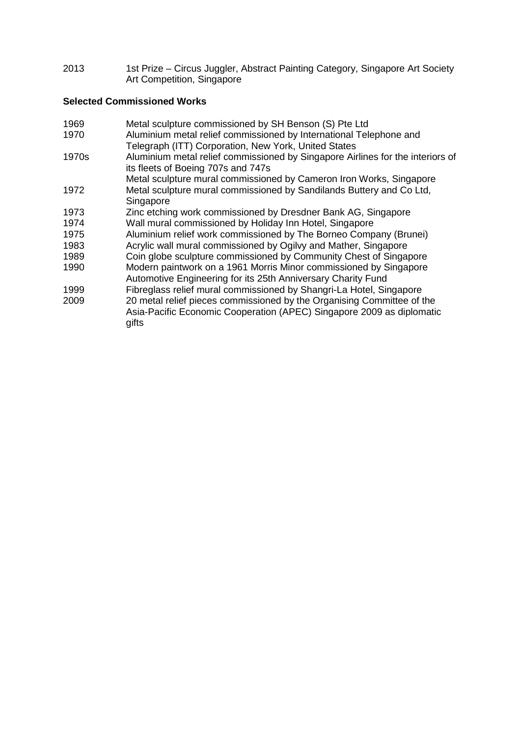| | |
|---|---|
| 2013 | 1st Prize – Circus Juggler, Abstract Painting Category, Singapore Art Society Art Competition, Singapore |

**Selected Commissioned Works**

| | |
|---|---|
| 1969 | Metal sculpture commissioned by SH Benson (S) Pte Ltd |
| 1970 | Aluminium metal relief commissioned by International Telephone and Telegraph (ITT) Corporation, New York, United States |
| 1970s | Aluminium metal relief commissioned by Singapore Airlines for the interiors of its fleets of Boeing 707s and 747s |
| | Metal sculpture mural commissioned by Cameron Iron Works, Singapore |
| 1972 | Metal sculpture mural commissioned by Sandilands Buttery and Co Ltd, Singapore |
| 1973 | Zinc etching work commissioned by Dresdner Bank AG, Singapore |
| 1974 | Wall mural commissioned by Holiday Inn Hotel, Singapore |
| 1975 | Aluminium relief work commissioned by The Borneo Company (Brunei) |
| 1983 | Acrylic wall mural commissioned by Ogilvy and Mather, Singapore |
| 1989 | Coin globe sculpture commissioned by Community Chest of Singapore |
| 1990 | Modern paintwork on a 1961 Morris Minor commissioned by Singapore Automotive Engineering for its 25th Anniversary Charity Fund |
| 1999 | Fibreglass relief mural commissioned by Shangri-La Hotel, Singapore |
| 2009 | 20 metal relief pieces commissioned by the Organising Committee of the Asia-Pacific Economic Cooperation (APEC) Singapore 2009 as diplomatic gifts |